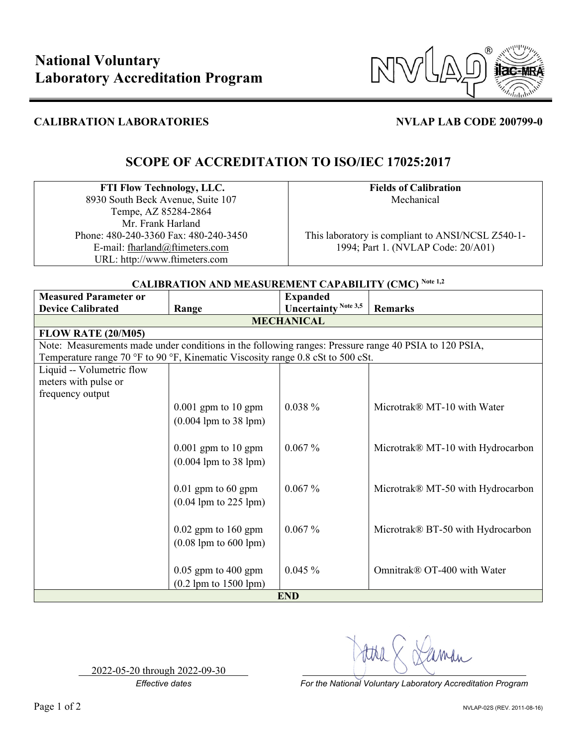# National Voluntary Laboratory Accreditation Program

**CALIBRATION LABORATORIES** **NVLAP LAB CODE 200799-0**

## SCOPE OF ACCREDITATION TO ISO/IEC 17025:2017

| FTI Flow Technology, LLC. | Fields of Calibration |
|---|---|
| 8930 South Beck Avenue, Suite 107<br>Tempe, AZ 85284-2864<br>Mr. Frank Harland<br>Phone: 480-240-3360 Fax: 480-240-3450<br>E-mail: fharland@ftimeters.com<br>URL: http://www.ftimeters.com | Mechanical<br><br>This laboratory is compliant to ANSI/NCSL Z540-1-1994; Part 1. (NVLAP Code: 20/A01) |

**CALIBRATION AND MEASUREMENT CAPABILITY (CMC)** Note 1,2

| Measured Parameter or Device Calibrated | Range | Expanded Uncertainty Note 3,5 | Remarks |
|---|---|---|---|
| **MECHANICAL** | | | |
| **FLOW RATE (20/M05)** | | | |
| Note: Measurements made under conditions in the following ranges: Pressure range 40 PSIA to 120 PSIA, Temperature range 70 °F to 90 °F, Kinematic Viscosity range 0.8 cSt to 500 cSt. | | | |
| Liquid -- Volumetric flow meters with pulse or frequency output | | | |
| | 0.001 gpm to 10 gpm (0.004 lpm to 38 lpm) | 0.038 % | Microtrak® MT-10 with Water |
| | 0.001 gpm to 10 gpm (0.004 lpm to 38 lpm) | 0.067 % | Microtrak® MT-10 with Hydrocarbon |
| | 0.01 gpm to 60 gpm (0.04 lpm to 225 lpm) | 0.067 % | Microtrak® MT-50 with Hydrocarbon |
| | 0.02 gpm to 160 gpm (0.08 lpm to 600 lpm) | 0.067 % | Microtrak® BT-50 with Hydrocarbon |
| | 0.05 gpm to 400 gpm (0.2 lpm to 1500 lpm) | 0.045 % | Omnitrak® OT-400 with Water |
| **END** | | | |

2022-05-20 through 2022-09-30
*Effective dates*

*For the National Voluntary Laboratory Accreditation Program*

NVLAP-02S (REV. 2011-08-16)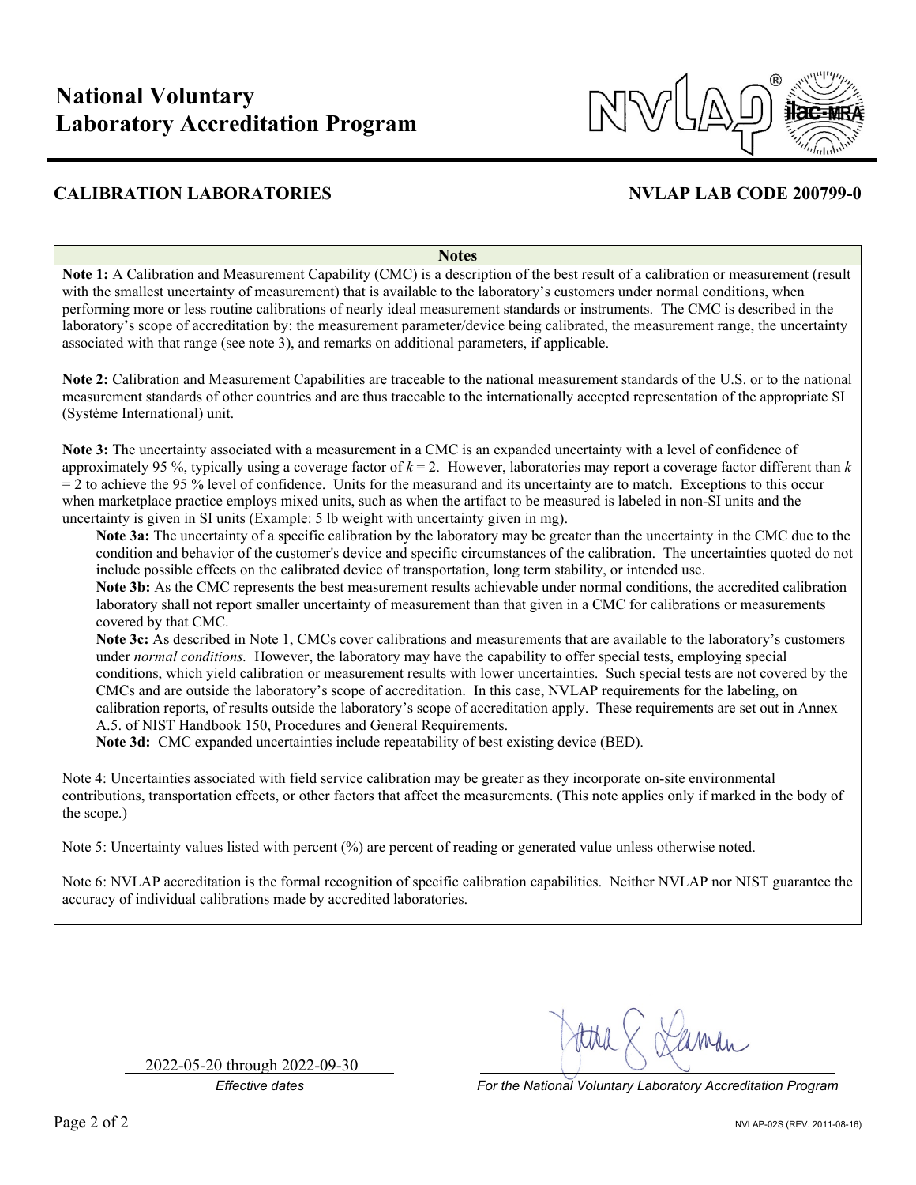# National Voluntary Laboratory Accreditation Program

**CALIBRATION LABORATORIES** **NVLAP LAB CODE 200799-0**

**Notes**

**Note 1:** A Calibration and Measurement Capability (CMC) is a description of the best result of a calibration or measurement (result with the smallest uncertainty of measurement) that is available to the laboratory's customers under normal conditions, when performing more or less routine calibrations of nearly ideal measurement standards or instruments. The CMC is described in the laboratory's scope of accreditation by: the measurement parameter/device being calibrated, the measurement range, the uncertainty associated with that range (see note 3), and remarks on additional parameters, if applicable.

**Note 2:** Calibration and Measurement Capabilities are traceable to the national measurement standards of the U.S. or to the national measurement standards of other countries and are thus traceable to the internationally accepted representation of the appropriate SI (Système International) unit.

**Note 3:** The uncertainty associated with a measurement in a CMC is an expanded uncertainty with a level of confidence of approximately 95 %, typically using a coverage factor of $k = 2$. However, laboratories may report a coverage factor different than $k = 2$ to achieve the 95 % level of confidence. Units for the measurand and its uncertainty are to match. Exceptions to this occur when marketplace practice employs mixed units, such as when the artifact to be measured is labeled in non-SI units and the uncertainty is given in SI units (Example: 5 lb weight with uncertainty given in mg).

> **Note 3a:** The uncertainty of a specific calibration by the laboratory may be greater than the uncertainty in the CMC due to the condition and behavior of the customer's device and specific circumstances of the calibration. The uncertainties quoted do not include possible effects on the calibrated device of transportation, long term stability, or intended use.
>
> **Note 3b:** As the CMC represents the best measurement results achievable under normal conditions, the accredited calibration laboratory shall not report smaller uncertainty of measurement than that given in a CMC for calibrations or measurements covered by that CMC.
>
> **Note 3c:** As described in Note 1, CMCs cover calibrations and measurements that are available to the laboratory's customers under *normal conditions.* However, the laboratory may have the capability to offer special tests, employing special conditions, which yield calibration or measurement results with lower uncertainties. Such special tests are not covered by the CMCs and are outside the laboratory's scope of accreditation. In this case, NVLAP requirements for the labeling, on calibration reports, of results outside the laboratory's scope of accreditation apply. These requirements are set out in Annex A.5. of NIST Handbook 150, Procedures and General Requirements.
>
> **Note 3d:** CMC expanded uncertainties include repeatability of best existing device (BED).

Note 4: Uncertainties associated with field service calibration may be greater as they incorporate on-site environmental contributions, transportation effects, or other factors that affect the measurements. (This note applies only if marked in the body of the scope.)

Note 5: Uncertainty values listed with percent (%) are percent of reading or generated value unless otherwise noted.

Note 6: NVLAP accreditation is the formal recognition of specific calibration capabilities. Neither NVLAP nor NIST guarantee the accuracy of individual calibrations made by accredited laboratories.

2022-05-20 through 2022-09-30
*Effective dates*

*For the National Voluntary Laboratory Accreditation Program*

NVLAP-02S (REV. 2011-08-16)